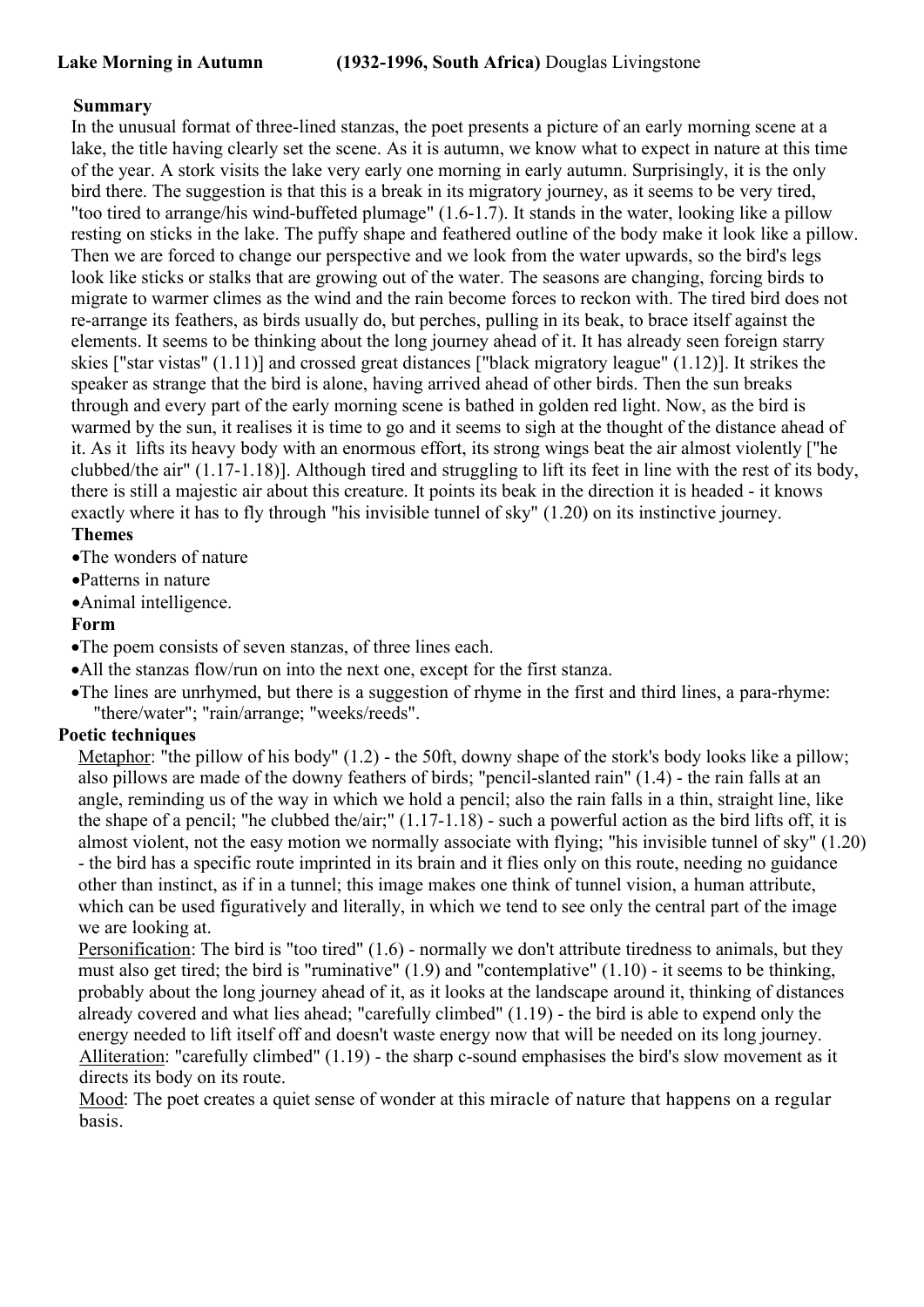**Lake Morning in Autumn** **(1932-1996, South Africa)** Douglas Livingstone

**Summary**

In the unusual format of three-lined stanzas, the poet presents a picture of an early morning scene at a lake, the title having clearly set the scene. As it is autumn, we know what to expect in nature at this time of the year. A stork visits the lake very early one morning in early autumn. Surprisingly, it is the only bird there. The suggestion is that this is a break in its migratory journey, as it seems to be very tired, "too tired to arrange/his wind-buffeted plumage" (1.6-1.7). It stands in the water, looking like a pillow resting on sticks in the lake. The puffy shape and feathered outline of the body make it look like a pillow. Then we are forced to change our perspective and we look from the water upwards, so the bird's legs look like sticks or stalks that are growing out of the water. The seasons are changing, forcing birds to migrate to warmer climes as the wind and the rain become forces to reckon with. The tired bird does not re-arrange its feathers, as birds usually do, but perches, pulling in its beak, to brace itself against the elements. It seems to be thinking about the long journey ahead of it. It has already seen foreign starry skies ["star vistas" (1.11)] and crossed great distances ["black migratory league" (1.12)]. It strikes the speaker as strange that the bird is alone, having arrived ahead of other birds. Then the sun breaks through and every part of the early morning scene is bathed in golden red light. Now, as the bird is warmed by the sun, it realises it is time to go and it seems to sigh at the thought of the distance ahead of it. As it lifts its heavy body with an enormous effort, its strong wings beat the air almost violently ["he clubbed/the air" (1.17-1.18)]. Although tired and struggling to lift its feet in line with the rest of its body, there is still a majestic air about this creature. It points its beak in the direction it is headed - it knows exactly where it has to fly through "his invisible tunnel of sky" (1.20) on its instinctive journey.

**Themes**

- The wonders of nature
- Patterns in nature
- Animal intelligence.

**Form**

- The poem consists of seven stanzas, of three lines each.
- All the stanzas flow/run on into the next one, except for the first stanza.
- The lines are unrhymed, but there is a suggestion of rhyme in the first and third lines, a para-rhyme: "there/water"; "rain/arrange; "weeks/reeds".

**Poetic techniques**

Metaphor: "the pillow of his body" (1.2) - the 50ft, downy shape of the stork's body looks like a pillow; also pillows are made of the downy feathers of birds; "pencil-slanted rain" (1.4) - the rain falls at an angle, reminding us of the way in which we hold a pencil; also the rain falls in a thin, straight line, like the shape of a pencil; "he clubbed the/air;" (1.17-1.18) - such a powerful action as the bird lifts off, it is almost violent, not the easy motion we normally associate with flying; "his invisible tunnel of sky" (1.20) - the bird has a specific route imprinted in its brain and it flies only on this route, needing no guidance other than instinct, as if in a tunnel; this image makes one think of tunnel vision, a human attribute, which can be used figuratively and literally, in which we tend to see only the central part of the image we are looking at.

Personification: The bird is "too tired" (1.6) - normally we don't attribute tiredness to animals, but they must also get tired; the bird is "ruminative" (1.9) and "contemplative" (1.10) - it seems to be thinking, probably about the long journey ahead of it, as it looks at the landscape around it, thinking of distances already covered and what lies ahead; "carefully climbed" (1.19) - the bird is able to expend only the energy needed to lift itself off and doesn't waste energy now that will be needed on its long journey.

Alliteration: "carefully climbed" (1.19) - the sharp c-sound emphasises the bird's slow movement as it directs its body on its route.

Mood: The poet creates a quiet sense of wonder at this miracle of nature that happens on a regular basis.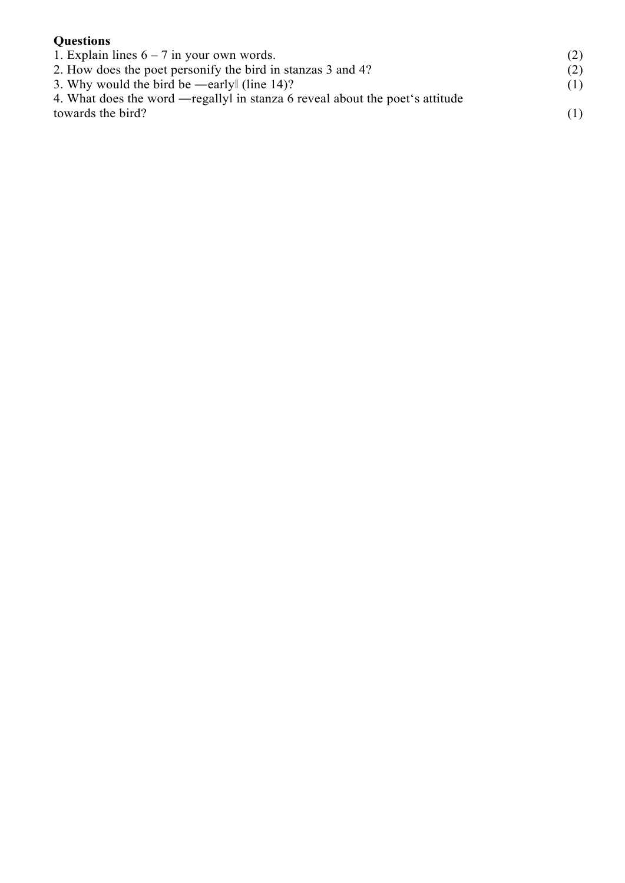**Questions**

1. Explain lines 6 – 7 in your own words. (2)
2. How does the poet personify the bird in stanzas 3 and 4? (2)
3. Why would the bird be ―early‖ (line 14)? (1)
4. What does the word ―regally‖ in stanza 6 reveal about the poet‗s attitude towards the bird? (1)